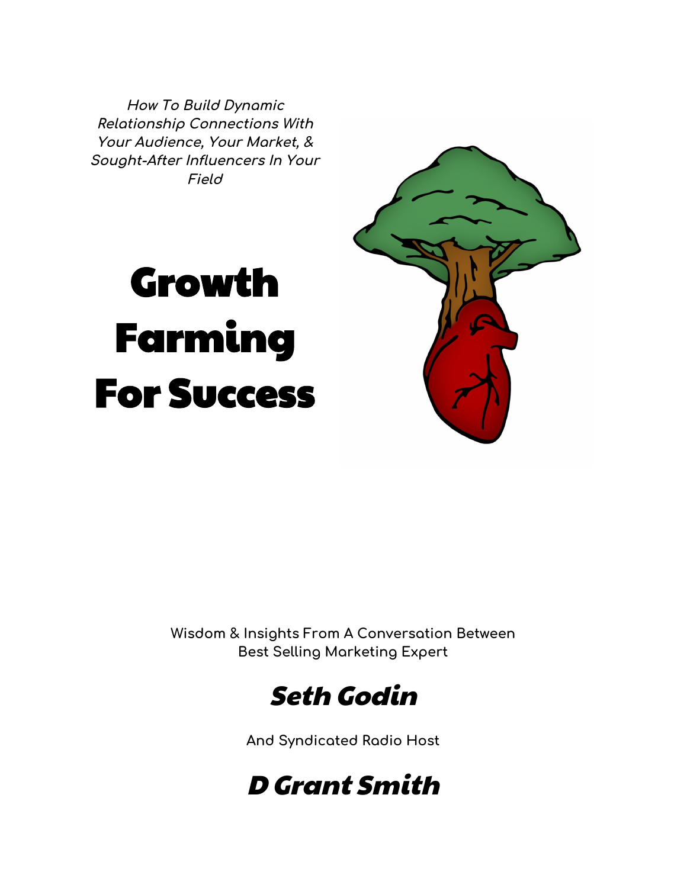*How To Build Dynamic Relationship Connections With Your Audience, Your Market, & Sought-After Influencers In Your Field*

# Growth Farming For Success

Wisdom & Insights From A Conversation Between Best Selling Marketing Expert

## *Seth Godin*

And Syndicated Radio Host

## *D Grant Smith*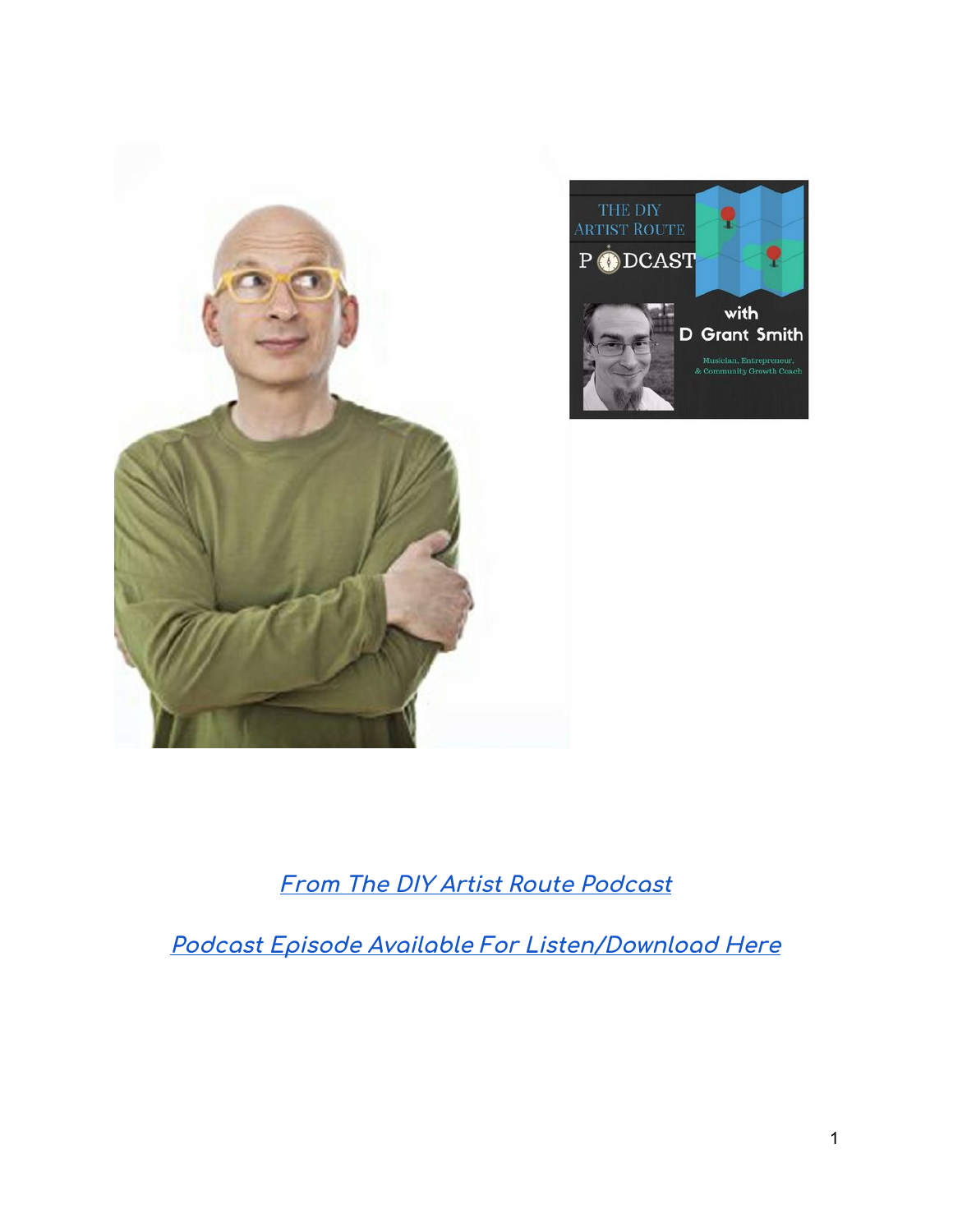[From The DIY Artist Route Podcast](#)

[Podcast Episode Available For Listen/Download Here](#)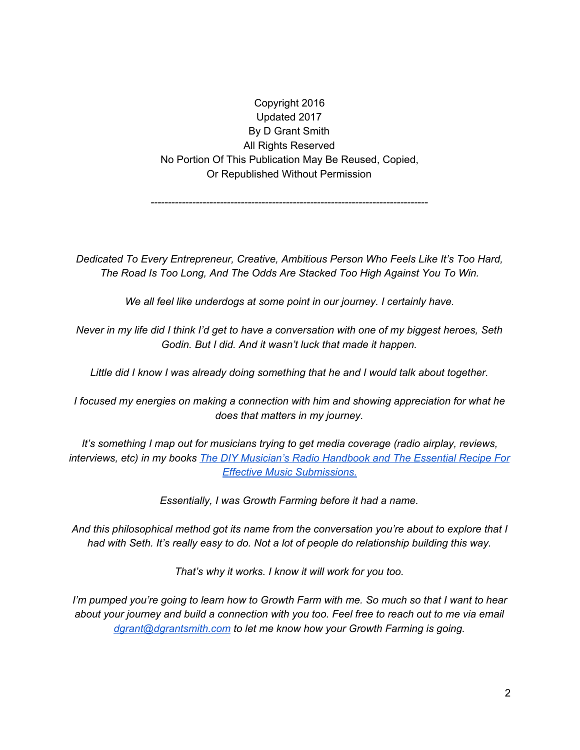Copyright 2016  
Updated 2017  
By D Grant Smith  
All Rights Reserved  
No Portion Of This Publication May Be Reused, Copied, Or Republished Without Permission

---

*Dedicated To Every Entrepreneur, Creative, Ambitious Person Who Feels Like It's Too Hard, The Road Is Too Long, And The Odds Are Stacked Too High Against You To Win.*

*We all feel like underdogs at some point in our journey. I certainly have.*

*Never in my life did I think I'd get to have a conversation with one of my biggest heroes, Seth Godin. But I did. And it wasn't luck that made it happen.*

*Little did I know I was already doing something that he and I would talk about together.*

*I focused my energies on making a connection with him and showing appreciation for what he does that matters in my journey.*

*It's something I map out for musicians trying to get media coverage (radio airplay, reviews, interviews, etc) in my books [The DIY Musician's Radio Handbook and The Essential Recipe For Effective Music Submissions.]()*

*Essentially, I was Growth Farming before it had a name.*

*And this philosophical method got its name from the conversation you're about to explore that I had with Seth. It's really easy to do. Not a lot of people do relationship building this way.*

*That's why it works. I know it will work for you too.*

*I'm pumped you're going to learn how to Growth Farm with me. So much so that I want to hear about your journey and build a connection with you too. Feel free to reach out to me via email [dgrant@dgrantsmith.com](mailto:dgrant@dgrantsmith.com) to let me know how your Growth Farming is going.*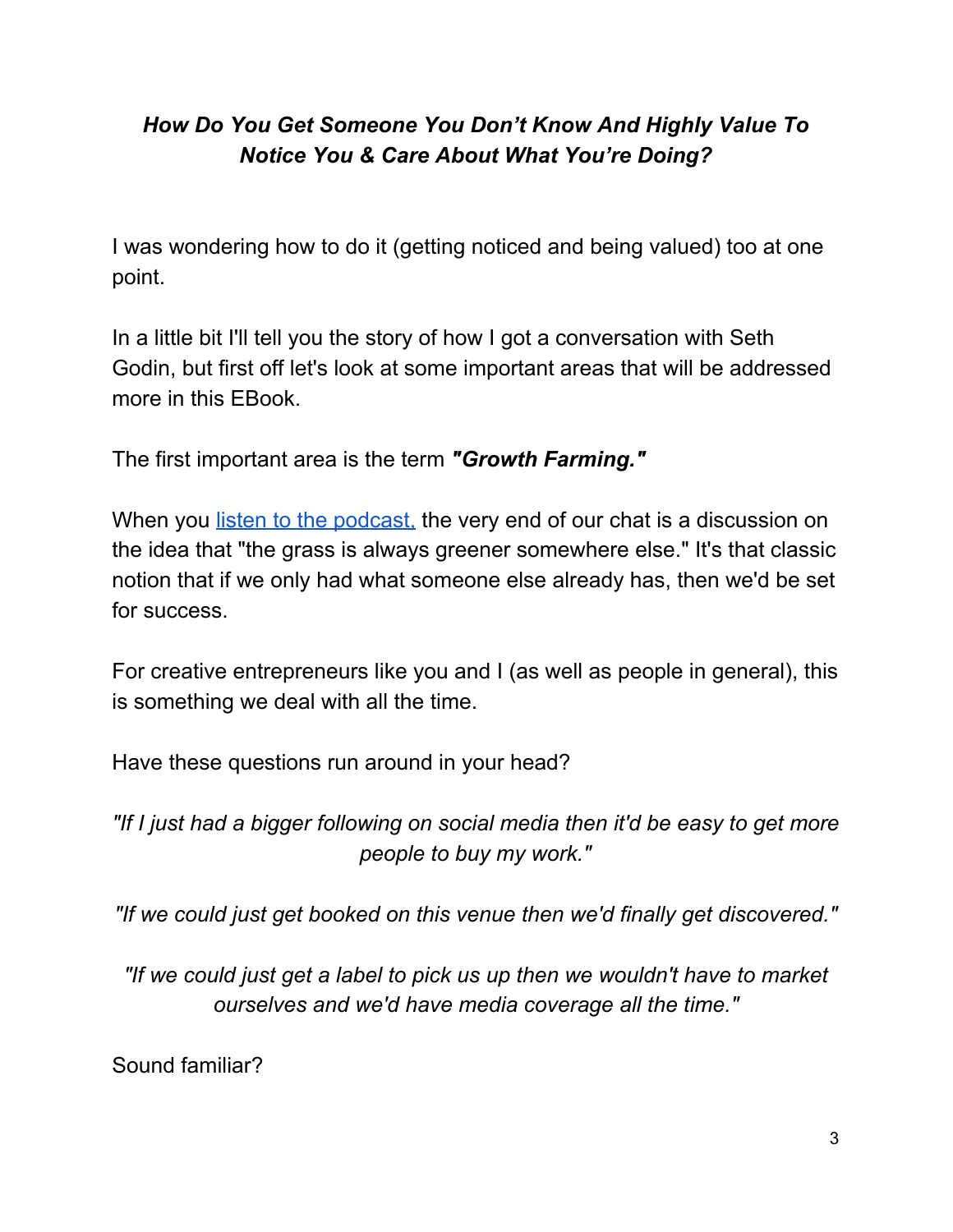### ***How Do You Get Someone You Don't Know And Highly Value To Notice You & Care About What You're Doing?***

I was wondering how to do it (getting noticed and being valued) too at one point.

In a little bit I'll tell you the story of how I got a conversation with Seth Godin, but first off let's look at some important areas that will be addressed more in this EBook.

The first important area is the term ***"Growth Farming."***

When you listen to the podcast, the very end of our chat is a discussion on the idea that "the grass is always greener somewhere else." It's that classic notion that if we only had what someone else already has, then we'd be set for success.

For creative entrepreneurs like you and I (as well as people in general), this is something we deal with all the time.

Have these questions run around in your head?

*"If I just had a bigger following on social media then it'd be easy to get more people to buy my work."*

*"If we could just get booked on this venue then we'd finally get discovered."*

*"If we could just get a label to pick us up then we wouldn't have to market ourselves and we'd have media coverage all the time."*

Sound familiar?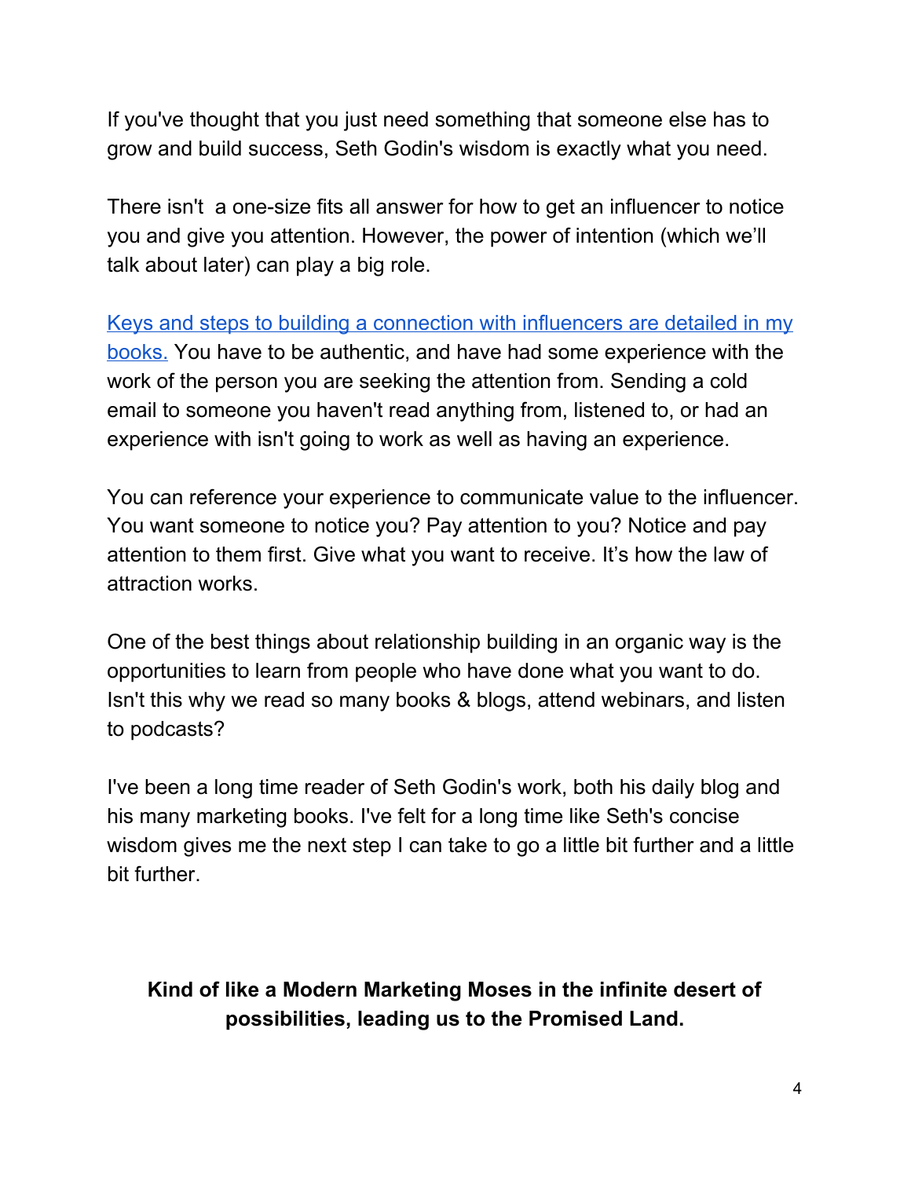If you've thought that you just need something that someone else has to grow and build success, Seth Godin's wisdom is exactly what you need.

There isn't  a one-size fits all answer for how to get an influencer to notice you and give you attention. However, the power of intention (which we'll talk about later) can play a big role.

Keys and steps to building a connection with influencers are detailed in my books. You have to be authentic, and have had some experience with the work of the person you are seeking the attention from. Sending a cold email to someone you haven't read anything from, listened to, or had an experience with isn't going to work as well as having an experience.

You can reference your experience to communicate value to the influencer. You want someone to notice you? Pay attention to you? Notice and pay attention to them first. Give what you want to receive. It's how the law of attraction works.

One of the best things about relationship building in an organic way is the opportunities to learn from people who have done what you want to do. Isn't this why we read so many books & blogs, attend webinars, and listen to podcasts?

I've been a long time reader of Seth Godin's work, both his daily blog and his many marketing books. I've felt for a long time like Seth's concise wisdom gives me the next step I can take to go a little bit further and a little bit further.

**Kind of like a Modern Marketing Moses in the infinite desert of possibilities, leading us to the Promised Land.**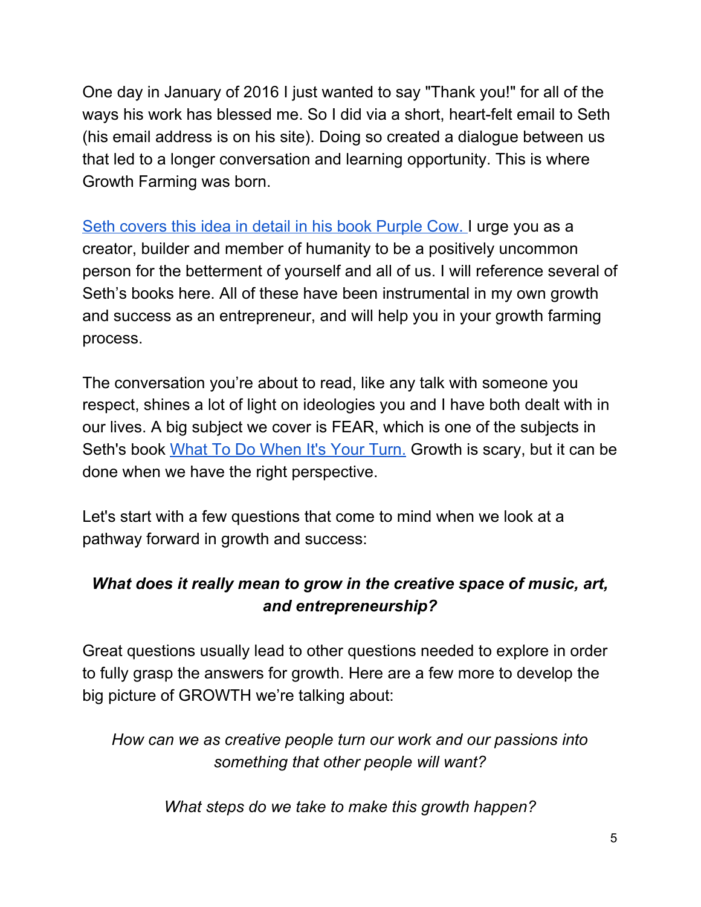One day in January of 2016 I just wanted to say "Thank you!" for all of the ways his work has blessed me. So I did via a short, heart-felt email to Seth (his email address is on his site). Doing so created a dialogue between us that led to a longer conversation and learning opportunity. This is where Growth Farming was born.

Seth covers this idea in detail in his book Purple Cow. I urge you as a creator, builder and member of humanity to be a positively uncommon person for the betterment of yourself and all of us. I will reference several of Seth's books here. All of these have been instrumental in my own growth and success as an entrepreneur, and will help you in your growth farming process.

The conversation you're about to read, like any talk with someone you respect, shines a lot of light on ideologies you and I have both dealt with in our lives. A big subject we cover is FEAR, which is one of the subjects in Seth's book What To Do When It's Your Turn. Growth is scary, but it can be done when we have the right perspective.

Let's start with a few questions that come to mind when we look at a pathway forward in growth and success:

***What does it really mean to grow in the creative space of music, art, and entrepreneurship?***

Great questions usually lead to other questions needed to explore in order to fully grasp the answers for growth. Here are a few more to develop the big picture of GROWTH we're talking about:

*How can we as creative people turn our work and our passions into something that other people will want?*

*What steps do we take to make this growth happen?*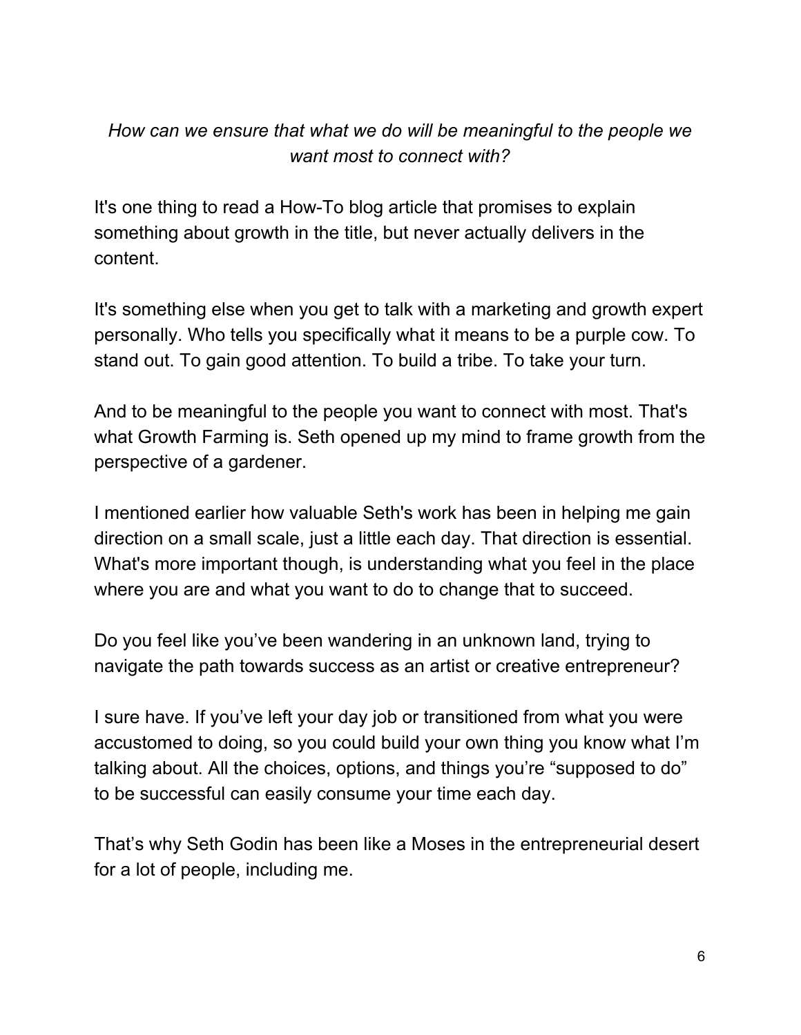*How can we ensure that what we do will be meaningful to the people we want most to connect with?*

It's one thing to read a How-To blog article that promises to explain something about growth in the title, but never actually delivers in the content.

It's something else when you get to talk with a marketing and growth expert personally. Who tells you specifically what it means to be a purple cow. To stand out. To gain good attention. To build a tribe. To take your turn.

And to be meaningful to the people you want to connect with most. That's what Growth Farming is. Seth opened up my mind to frame growth from the perspective of a gardener.

I mentioned earlier how valuable Seth's work has been in helping me gain direction on a small scale, just a little each day. That direction is essential. What's more important though, is understanding what you feel in the place where you are and what you want to do to change that to succeed.

Do you feel like you've been wandering in an unknown land, trying to navigate the path towards success as an artist or creative entrepreneur?

I sure have. If you've left your day job or transitioned from what you were accustomed to doing, so you could build your own thing you know what I'm talking about. All the choices, options, and things you're "supposed to do" to be successful can easily consume your time each day.

That's why Seth Godin has been like a Moses in the entrepreneurial desert for a lot of people, including me.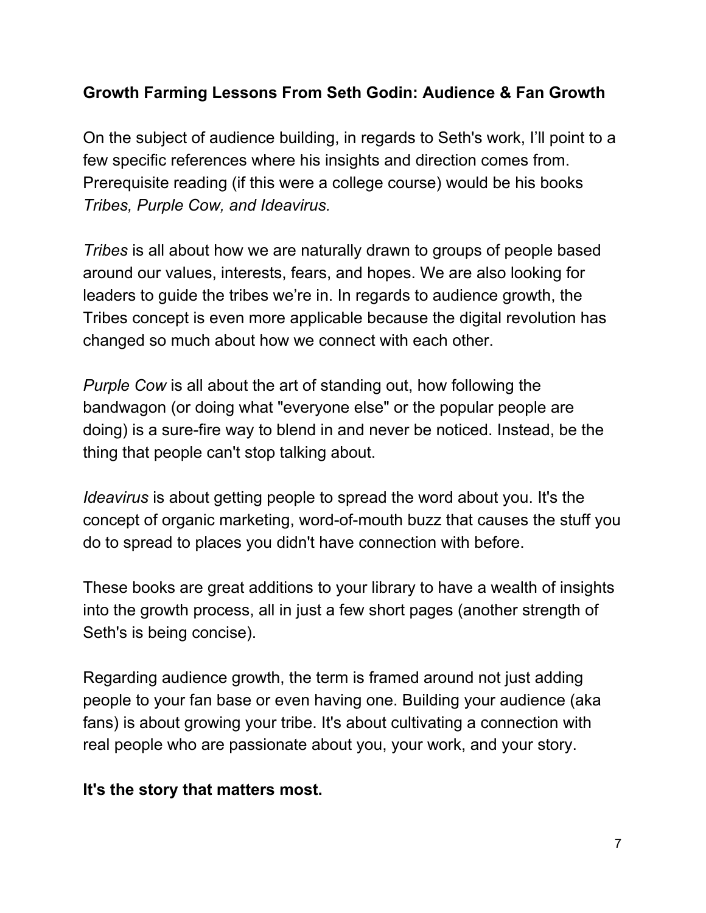**Growth Farming Lessons From Seth Godin: Audience & Fan Growth**

On the subject of audience building, in regards to Seth's work, I'll point to a few specific references where his insights and direction comes from. Prerequisite reading (if this were a college course) would be his books *Tribes, Purple Cow, and Ideavirus.*

*Tribes* is all about how we are naturally drawn to groups of people based around our values, interests, fears, and hopes. We are also looking for leaders to guide the tribes we're in. In regards to audience growth, the Tribes concept is even more applicable because the digital revolution has changed so much about how we connect with each other.

*Purple Cow* is all about the art of standing out, how following the bandwagon (or doing what "everyone else" or the popular people are doing) is a sure-fire way to blend in and never be noticed. Instead, be the thing that people can't stop talking about.

*Ideavirus* is about getting people to spread the word about you. It's the concept of organic marketing, word-of-mouth buzz that causes the stuff you do to spread to places you didn't have connection with before.

These books are great additions to your library to have a wealth of insights into the growth process, all in just a few short pages (another strength of Seth's is being concise).

Regarding audience growth, the term is framed around not just adding people to your fan base or even having one. Building your audience (aka fans) is about growing your tribe. It's about cultivating a connection with real people who are passionate about you, your work, and your story.

**It's the story that matters most.**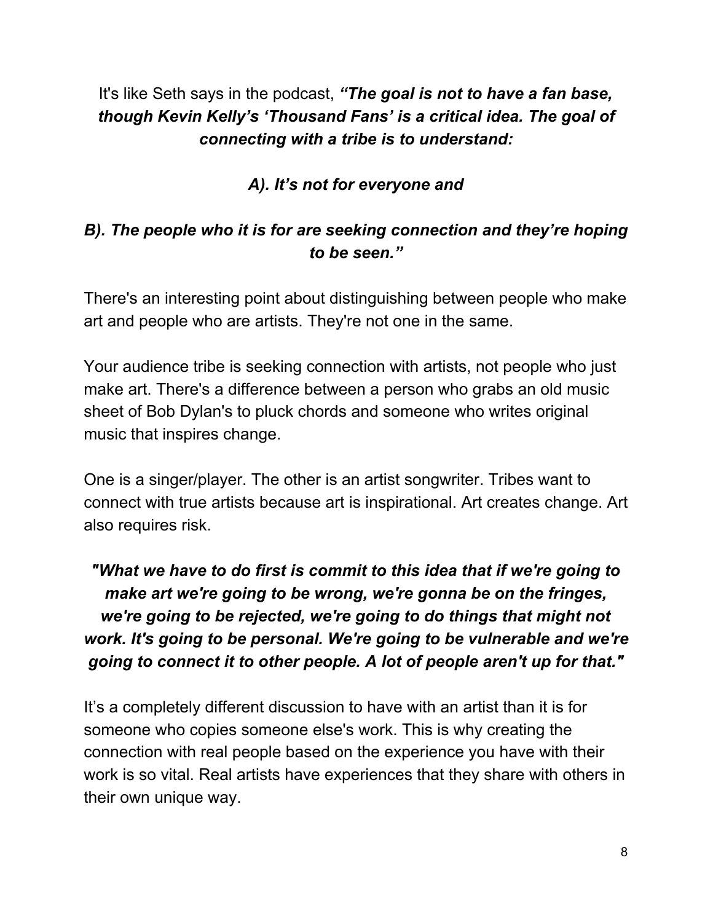It's like Seth says in the podcast, ***"The goal is not to have a fan base, though Kevin Kelly's 'Thousand Fans' is a critical idea. The goal of connecting with a tribe is to understand:***

***A). It's not for everyone and***

***B). The people who it is for are seeking connection and they're hoping to be seen."***

There's an interesting point about distinguishing between people who make art and people who are artists. They're not one in the same.

Your audience tribe is seeking connection with artists, not people who just make art. There's a difference between a person who grabs an old music sheet of Bob Dylan's to pluck chords and someone who writes original music that inspires change.

One is a singer/player. The other is an artist songwriter. Tribes want to connect with true artists because art is inspirational. Art creates change. Art also requires risk.

***"What we have to do first is commit to this idea that if we're going to make art we're going to be wrong, we're gonna be on the fringes, we're going to be rejected, we're going to do things that might not work. It's going to be personal. We're going to be vulnerable and we're going to connect it to other people. A lot of people aren't up for that."***

It's a completely different discussion to have with an artist than it is for someone who copies someone else's work. This is why creating the connection with real people based on the experience you have with their work is so vital. Real artists have experiences that they share with others in their own unique way.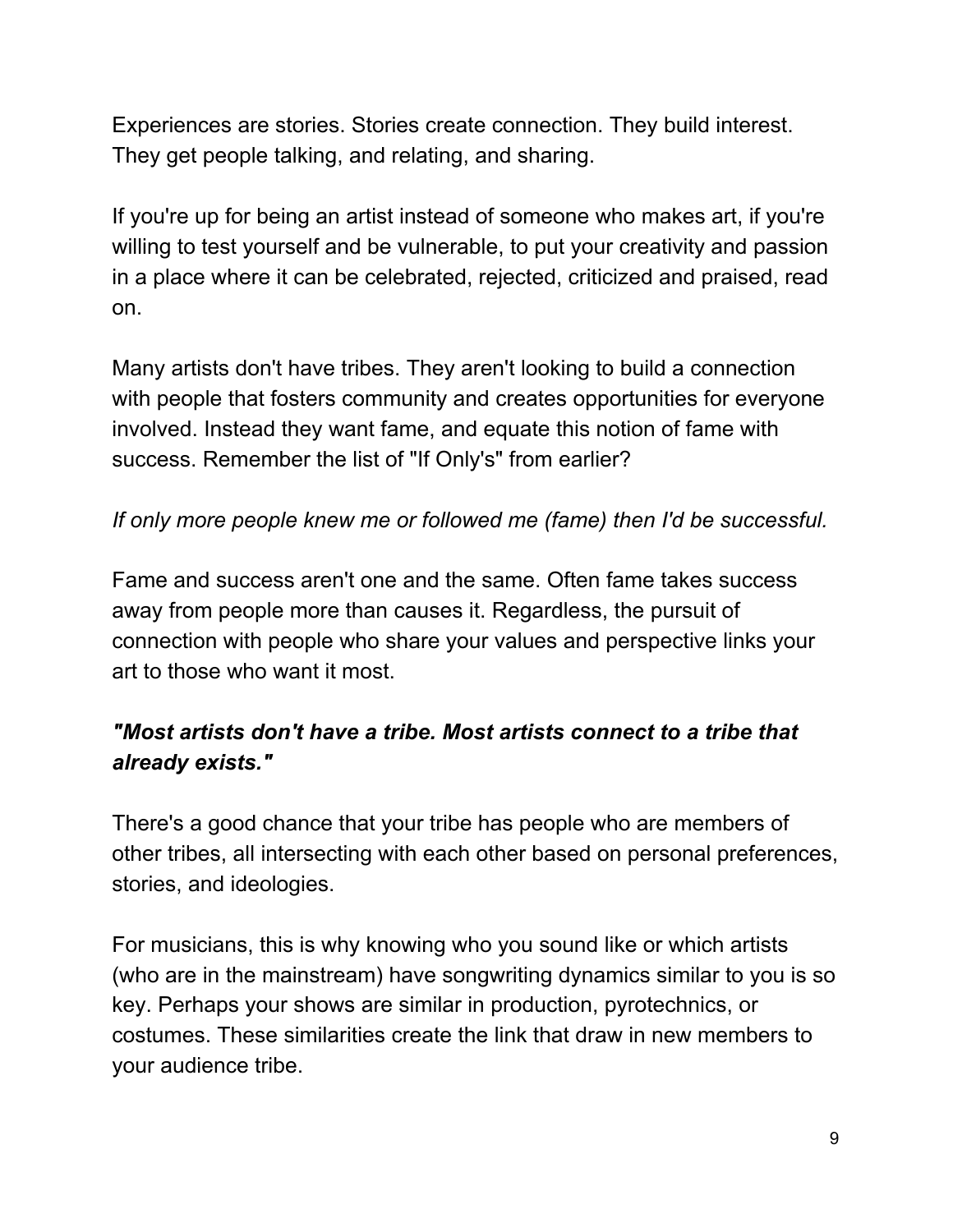Experiences are stories. Stories create connection. They build interest. They get people talking, and relating, and sharing.

If you're up for being an artist instead of someone who makes art, if you're willing to test yourself and be vulnerable, to put your creativity and passion in a place where it can be celebrated, rejected, criticized and praised, read on.

Many artists don't have tribes. They aren't looking to build a connection with people that fosters community and creates opportunities for everyone involved. Instead they want fame, and equate this notion of fame with success. Remember the list of "If Only's" from earlier?

*If only more people knew me or followed me (fame) then I'd be successful.*

Fame and success aren't one and the same. Often fame takes success away from people more than causes it. Regardless, the pursuit of connection with people who share your values and perspective links your art to those who want it most.

***"Most artists don't have a tribe. Most artists connect to a tribe that already exists."***

There's a good chance that your tribe has people who are members of other tribes, all intersecting with each other based on personal preferences, stories, and ideologies.

For musicians, this is why knowing who you sound like or which artists (who are in the mainstream) have songwriting dynamics similar to you is so key. Perhaps your shows are similar in production, pyrotechnics, or costumes. These similarities create the link that draw in new members to your audience tribe.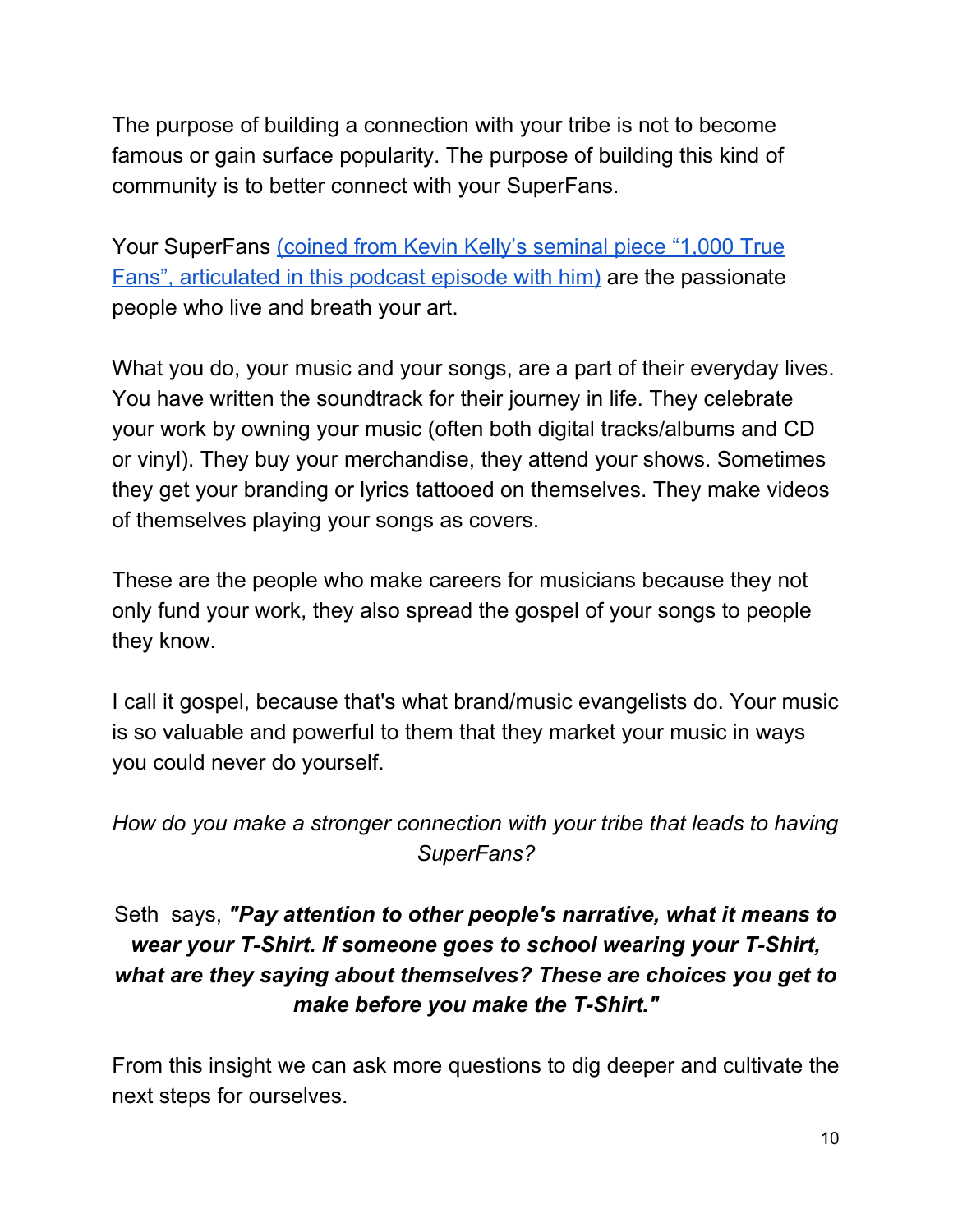The purpose of building a connection with your tribe is not to become famous or gain surface popularity. The purpose of building this kind of community is to better connect with your SuperFans.

Your SuperFans (coined from Kevin Kelly's seminal piece "1,000 True Fans", articulated in this podcast episode with him) are the passionate people who live and breath your art.

What you do, your music and your songs, are a part of their everyday lives. You have written the soundtrack for their journey in life. They celebrate your work by owning your music (often both digital tracks/albums and CD or vinyl). They buy your merchandise, they attend your shows. Sometimes they get your branding or lyrics tattooed on themselves. They make videos of themselves playing your songs as covers.

These are the people who make careers for musicians because they not only fund your work, they also spread the gospel of your songs to people they know.

I call it gospel, because that's what brand/music evangelists do. Your music is so valuable and powerful to them that they market your music in ways you could never do yourself.

*How do you make a stronger connection with your tribe that leads to having SuperFans?*

Seth says, ***"Pay attention to other people's narrative, what it means to wear your T-Shirt. If someone goes to school wearing your T-Shirt, what are they saying about themselves? These are choices you get to make before you make the T-Shirt."***

From this insight we can ask more questions to dig deeper and cultivate the next steps for ourselves.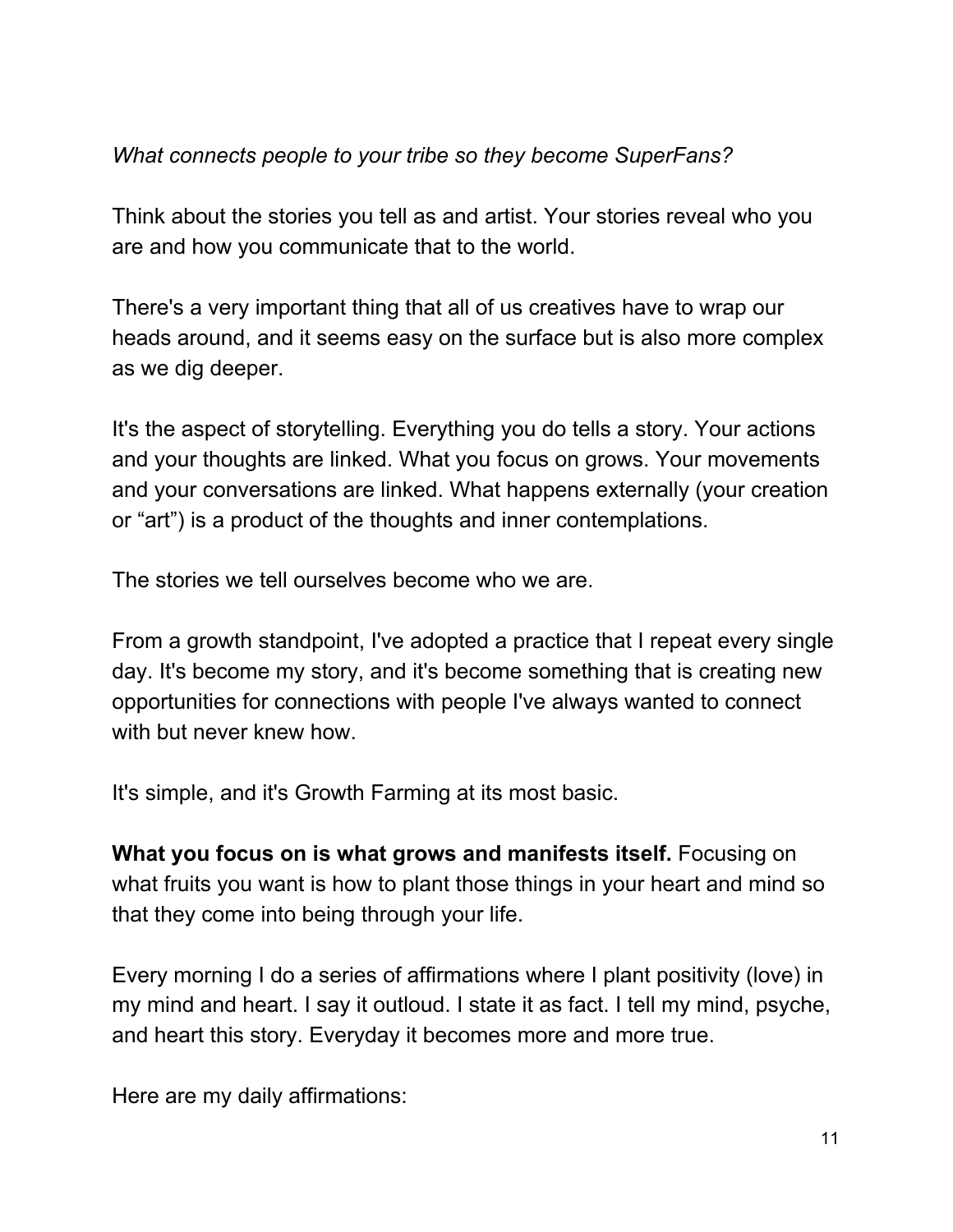*What connects people to your tribe so they become SuperFans?*

Think about the stories you tell as and artist. Your stories reveal who you are and how you communicate that to the world.

There's a very important thing that all of us creatives have to wrap our heads around, and it seems easy on the surface but is also more complex as we dig deeper.

It's the aspect of storytelling. Everything you do tells a story. Your actions and your thoughts are linked. What you focus on grows. Your movements and your conversations are linked. What happens externally (your creation or "art") is a product of the thoughts and inner contemplations.

The stories we tell ourselves become who we are.

From a growth standpoint, I've adopted a practice that I repeat every single day. It's become my story, and it's become something that is creating new opportunities for connections with people I've always wanted to connect with but never knew how.

It's simple, and it's Growth Farming at its most basic.

**What you focus on is what grows and manifests itself.** Focusing on what fruits you want is how to plant those things in your heart and mind so that they come into being through your life.

Every morning I do a series of affirmations where I plant positivity (love) in my mind and heart. I say it outloud. I state it as fact. I tell my mind, psyche, and heart this story. Everyday it becomes more and more true.

Here are my daily affirmations: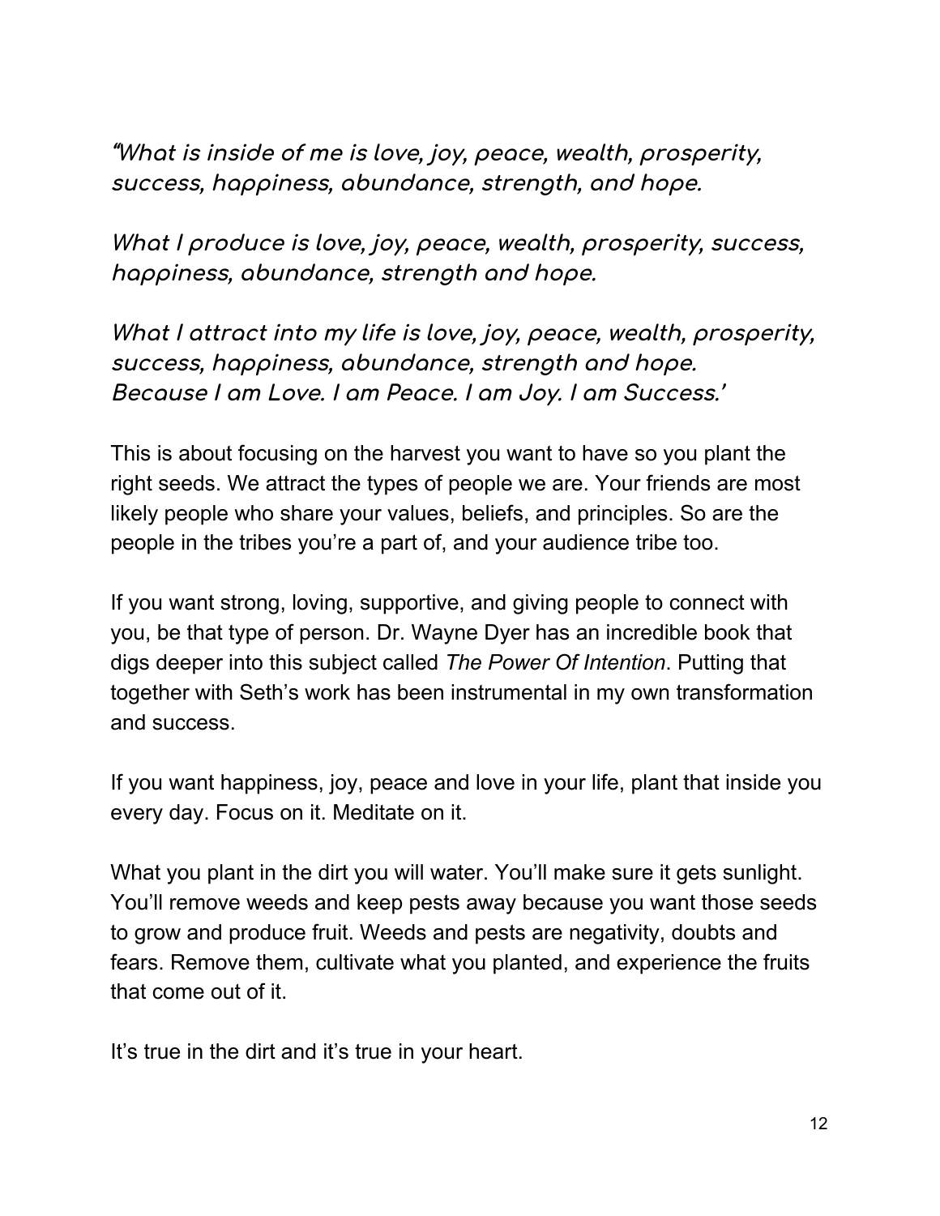*"What is inside of me is love, joy, peace, wealth, prosperity, success, happiness, abundance, strength, and hope.*

*What I produce is love, joy, peace, wealth, prosperity, success, happiness, abundance, strength and hope.*

*What I attract into my life is love, joy, peace, wealth, prosperity, success, happiness, abundance, strength and hope.*
*Because I am Love. I am Peace. I am Joy. I am Success.'*

This is about focusing on the harvest you want to have so you plant the right seeds. We attract the types of people we are. Your friends are most likely people who share your values, beliefs, and principles. So are the people in the tribes you're a part of, and your audience tribe too.

If you want strong, loving, supportive, and giving people to connect with you, be that type of person. Dr. Wayne Dyer has an incredible book that digs deeper into this subject called *The Power Of Intention*. Putting that together with Seth's work has been instrumental in my own transformation and success.

If you want happiness, joy, peace and love in your life, plant that inside you every day. Focus on it. Meditate on it.

What you plant in the dirt you will water. You'll make sure it gets sunlight. You'll remove weeds and keep pests away because you want those seeds to grow and produce fruit. Weeds and pests are negativity, doubts and fears. Remove them, cultivate what you planted, and experience the fruits that come out of it.

It's true in the dirt and it's true in your heart.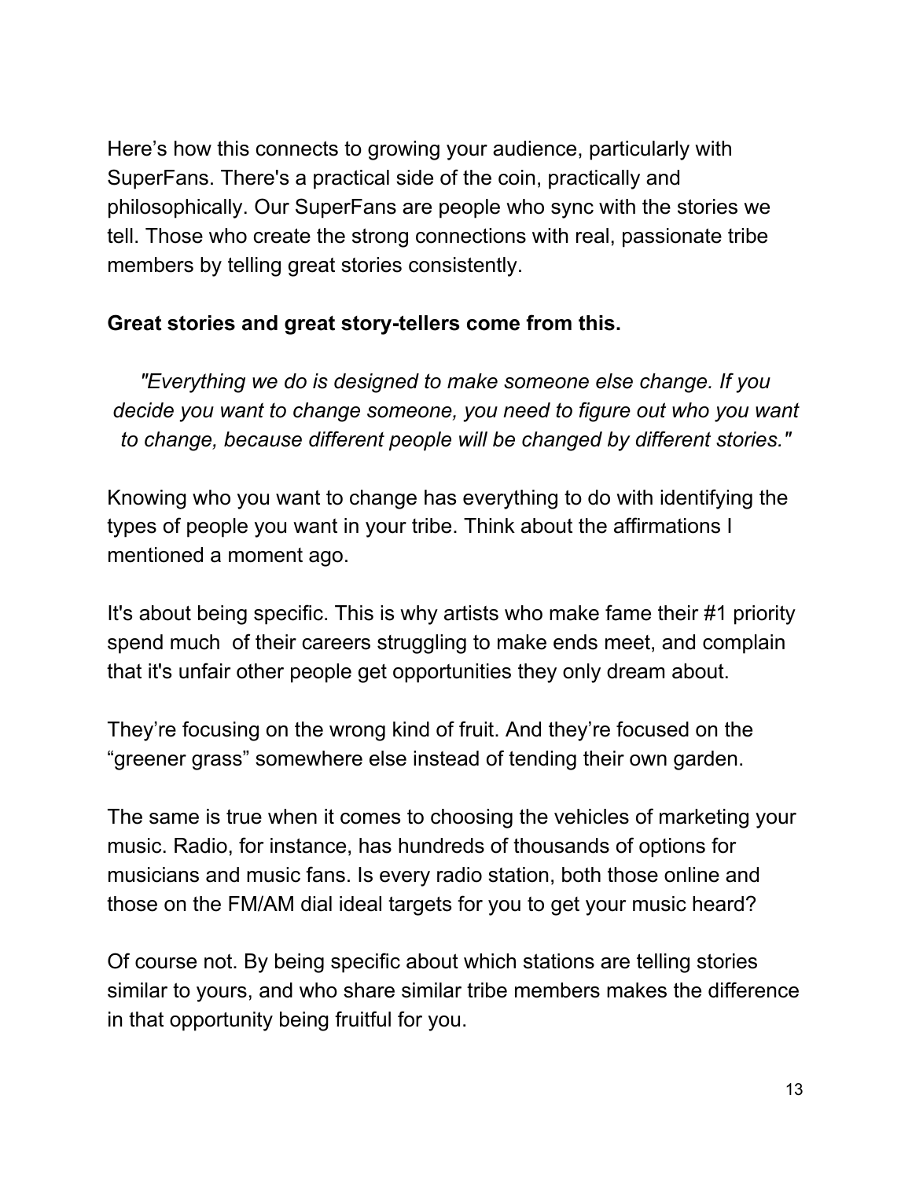Here's how this connects to growing your audience, particularly with SuperFans. There's a practical side of the coin, practically and philosophically. Our SuperFans are people who sync with the stories we tell. Those who create the strong connections with real, passionate tribe members by telling great stories consistently.

**Great stories and great story-tellers come from this.**

*"Everything we do is designed to make someone else change. If you decide you want to change someone, you need to figure out who you want to change, because different people will be changed by different stories."*

Knowing who you want to change has everything to do with identifying the types of people you want in your tribe. Think about the affirmations I mentioned a moment ago.

It's about being specific. This is why artists who make fame their #1 priority spend much of their careers struggling to make ends meet, and complain that it's unfair other people get opportunities they only dream about.

They're focusing on the wrong kind of fruit. And they're focused on the "greener grass" somewhere else instead of tending their own garden.

The same is true when it comes to choosing the vehicles of marketing your music. Radio, for instance, has hundreds of thousands of options for musicians and music fans. Is every radio station, both those online and those on the FM/AM dial ideal targets for you to get your music heard?

Of course not. By being specific about which stations are telling stories similar to yours, and who share similar tribe members makes the difference in that opportunity being fruitful for you.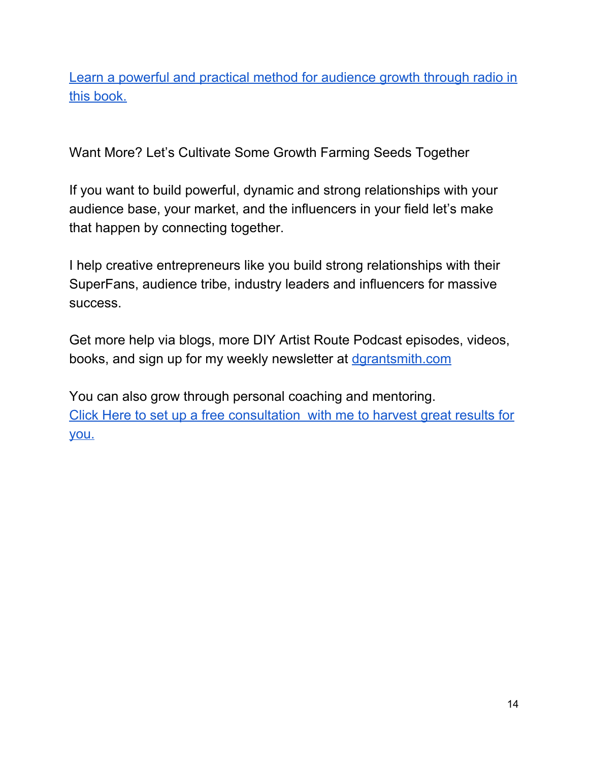[Learn a powerful and practical method for audience growth through radio in this book.]

Want More? Let's Cultivate Some Growth Farming Seeds Together

If you want to build powerful, dynamic and strong relationships with your audience base, your market, and the influencers in your field let's make that happen by connecting together.

I help creative entrepreneurs like you build strong relationships with their SuperFans, audience tribe, industry leaders and influencers for massive success.

Get more help via blogs, more DIY Artist Route Podcast episodes, videos, books, and sign up for my weekly newsletter at [dgrantsmith.com]

You can also grow through personal coaching and mentoring.
[Click Here to set up a free consultation with me to harvest great results for you.]